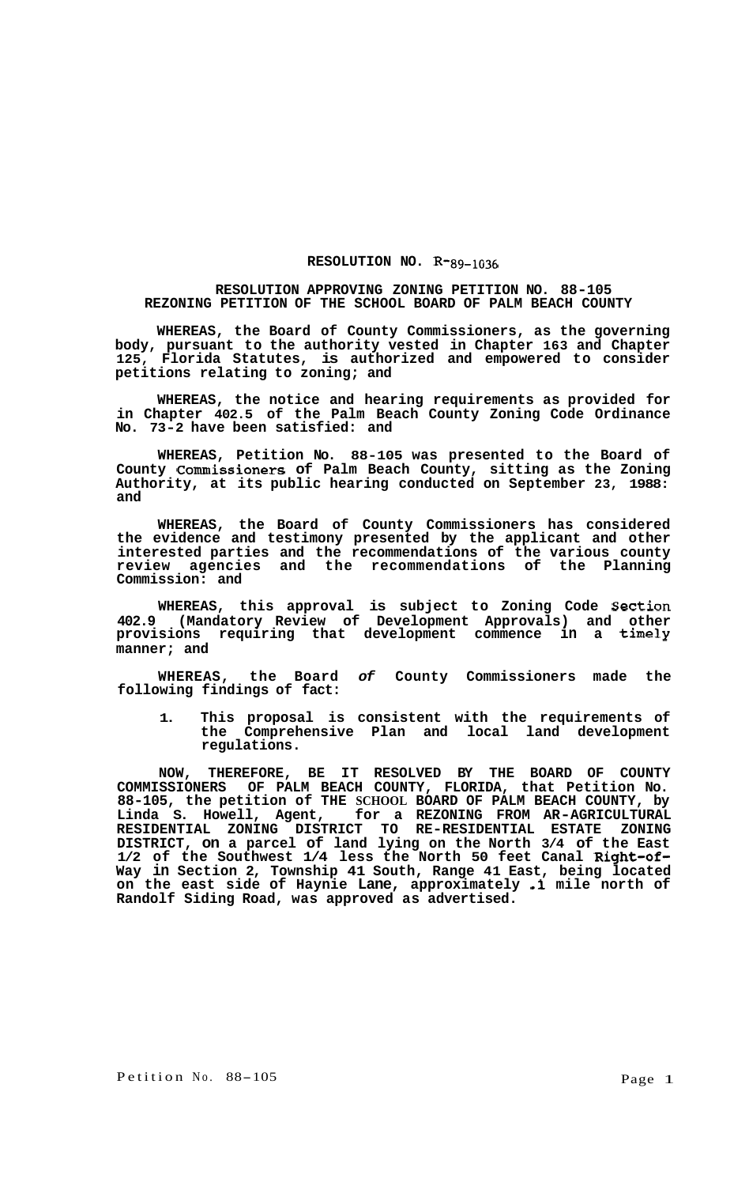**RESOLUTION NO. R-89-1036**

**RESOLUTION APPROVING ZONING PETITION NO. 88-105**
**REZONING PETITION OF THE SCHOOL BOARD OF PALM BEACH COUNTY**

**WHEREAS, the Board of County Commissioners, as the governing body, pursuant to the authority vested in Chapter 163 and Chapter 125, Florida Statutes, is authorized and empowered to consider petitions relating to zoning; and**

**WHEREAS, the notice and hearing requirements as provided for in Chapter 402.5 of the Palm Beach County Zoning Code Ordinance No. 73-2 have been satisfied: and**

**WHEREAS, Petition No. 88-105 was presented to the Board of County Commissioners of Palm Beach County, sitting as the Zoning Authority, at its public hearing conducted on September 23, 1988: and**

**WHEREAS, the Board of County Commissioners has considered the evidence and testimony presented by the applicant and other interested parties and the recommendations of the various county review agencies and the recommendations of the Planning Commission: and**

**WHEREAS, this approval is subject to Zoning Code Section 402.9 (Mandatory Review of Development Approvals) and other provisions requiring that development commence in a timely manner; and**

**WHEREAS, the Board *of* County Commissioners made the following findings of fact:**

1. **This proposal is consistent with the requirements of the Comprehensive Plan and local land development regulations.**

**NOW, THEREFORE, BE IT RESOLVED BY THE BOARD OF COUNTY COMMISSIONERS OF PALM BEACH COUNTY, FLORIDA, that Petition No. 88-105, the petition of THE SCHOOL BOARD OF PALM BEACH COUNTY, by Linda S. Howell, Agent, for a REZONING FROM AR-AGRICULTURAL RESIDENTIAL ZONING DISTRICT TO RE-RESIDENTIAL ESTATE ZONING DISTRICT, on a parcel of land lying on the North 3/4 of the East 1/2 of the Southwest 1/4 less the North 50 feet Canal Right-of-Way in Section 2, Township 41 South, Range 41 East, being located on the east side of Haynie Lane, approximately .1 mile north of Randolf Siding Road, was approved as advertised.**

Petition No. 88-105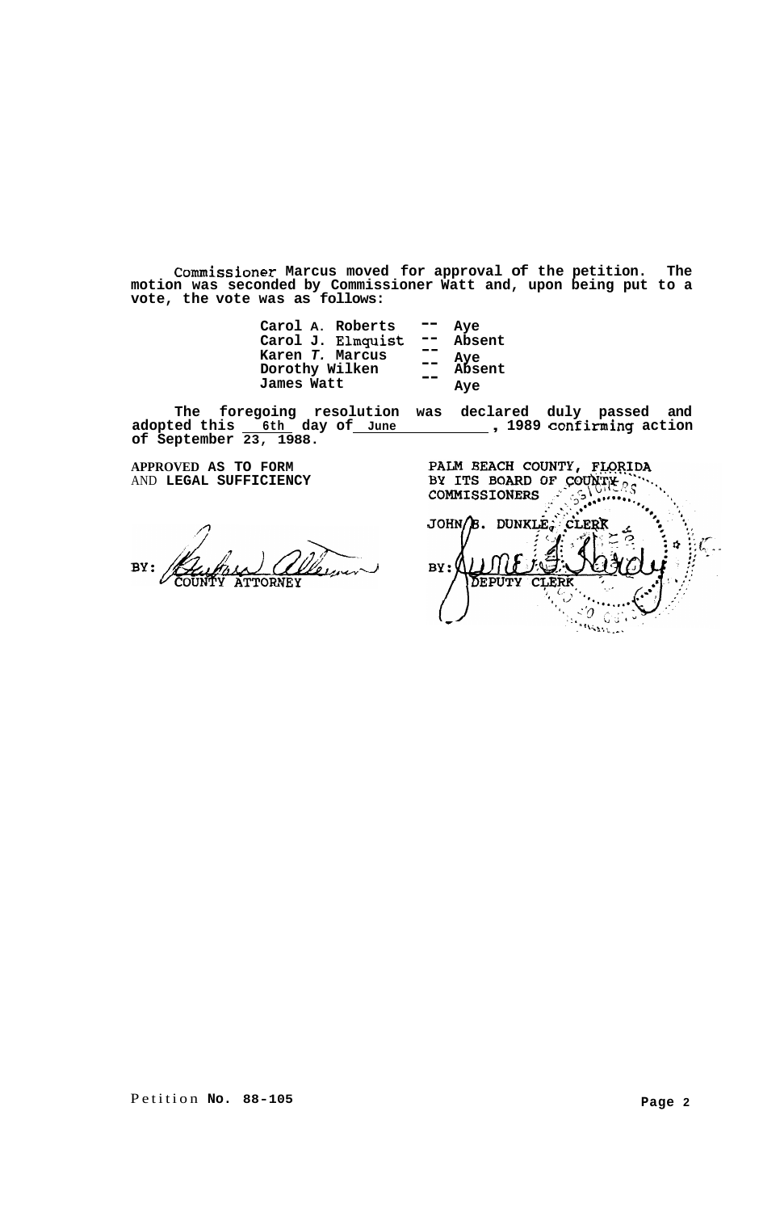Commissioner Marcus moved for approval of the petition. The motion was seconded by Commissioner Watt and, upon being put to a vote, the vote was as follows:

| | | |
|---|---|---|
| Carol A. Roberts | -- | Aye |
| Carol J. Elmquist | -- | Absent |
| Karen T. Marcus | -- | Aye |
| Dorothy Wilken | -- | Absent |
| James Watt | -- | Aye |

The foregoing resolution was declared duly passed and adopted this 6th day of June, 1989 confirming action of September 23, 1988.

APPROVED AS TO FORM
AND LEGAL SUFFICIENCY

BY: COUNTY ATTORNEY

PALM BEACH COUNTY, FLORIDA
BY ITS BOARD OF COUNTY
COMMISSIONERS

JOHN B. DUNKLE, CLERK

BY: DEPUTY CLERK

Petition No. 88-105